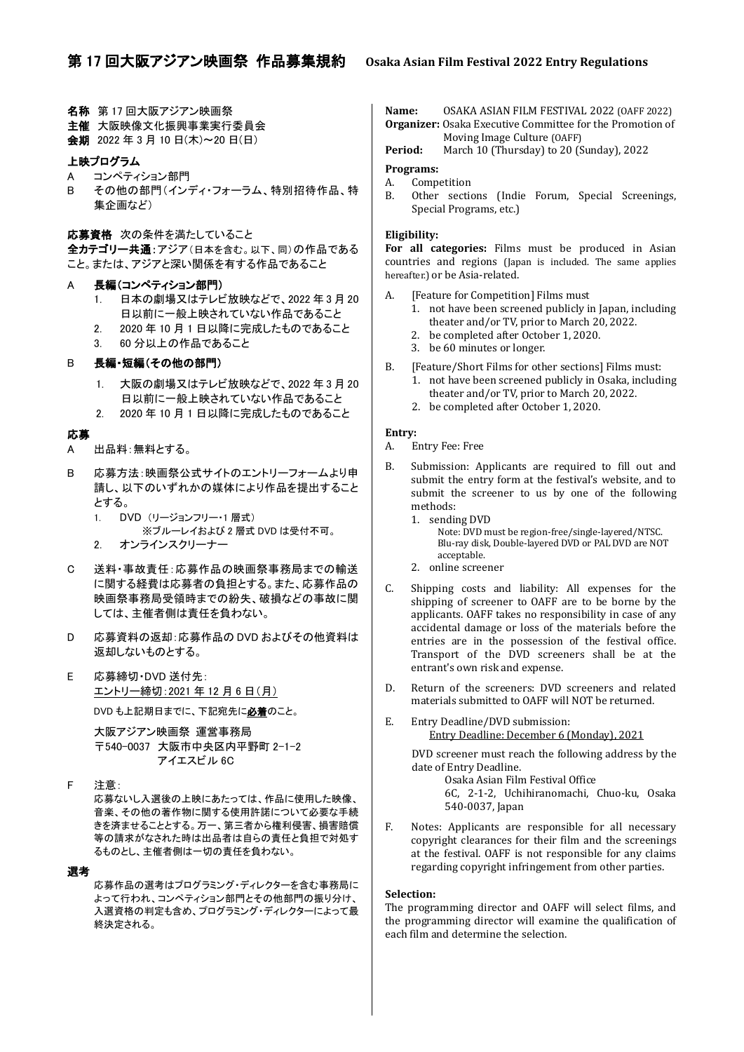# 第 17 回大阪アジアン映画祭 作品募集規約　Osaka Asian Film Festival 2022 Entry Regulations

**名称**　第 17 回大阪アジアン映画祭
**主催**　大阪映像文化振興事業実行委員会
**会期**　2022 年 3 月 10 日(木)～20 日(日)

### 上映プログラム

A　コンペティション部門
B　その他の部門(インディ・フォーラム、特別招待作品、特集企画など)

### 応募資格　次の条件を満たしていること

**全カテゴリー共通**：アジア(日本を含む。以下、同)の作品であること。または、アジアと深い関係を有する作品であること

A　**長編(コンペティション部門)**
1. 日本の劇場又はテレビ放映などで、2022 年 3 月 20 日以前に一般上映されていない作品であること
2. 2020 年 10 月 1 日以降に完成したものであること
3. 60 分以上の作品であること

B　**長編・短編(その他の部門)**
1. 大阪の劇場又はテレビ放映などで、2022 年 3 月 20 日以前に一般上映されていない作品であること
2. 2020 年 10 月 1 日以降に完成したものであること

### 応募

A　出品料：無料とする。

B　応募方法：映画祭公式サイトのエントリーフォームより申請し、以下のいずれかの媒体により作品を提出することとする。
1. DVD（リージョンフリー・1 層式）
   ※ブルーレイおよび 2 層式 DVD は受付不可。
2. オンラインスクリーナー

C　送料・事故責任：応募作品の映画祭事務局までの輸送に関する経費は応募者の負担とする。また、応募作品の映画祭事務局受領時までの紛失、破損などの事故に関しては、主催者側は責任を負わない。

D　応募資料の返却：応募作品の DVD およびその他資料は返却しないものとする。

E　応募締切・DVD 送付先：
<u>エントリー締切：2021 年 12 月 6 日（月）</u>

DVD も上記期日までに、下記宛先に<u>**必着**</u>のこと。

大阪アジアン映画祭　運営事務局
〒540-0037　大阪市中央区内平野町 2-1-2
アイエスビル 6C

F　注意：
応募ないし入選後の上映にあたっては、作品に使用した映像、音楽、その他の著作物に関する使用許諾について必要な手続きを済ませることとする。万一、第三者から権利侵害、損害賠償等の請求がなされた時は出品者は自らの責任と負担で対処するものとし、主催者側は一切の責任を負わない。

### 選考

応募作品の選考はプログラミング・ディレクターを含む事務局によって行われ、コンペティション部門とその他部門の振り分け、入選資格の判定も含め、プログラミング・ディレクターによって最終決定される。

---

**Name:**　OSAKA ASIAN FILM FESTIVAL 2022 (OAFF 2022)
**Organizer:** Osaka Executive Committee for the Promotion of Moving Image Culture (OAFF)
**Period:**　March 10 (Thursday) to 20 (Sunday), 2022

### Programs:

A.　Competition
B.　Other sections (Indie Forum, Special Screenings, Special Programs, etc.)

### Eligibility:

**For all categories:** Films must be produced in Asian countries and regions (Japan is included. The same applies hereafter.) or be Asia-related.

A.　[Feature for Competition] Films must
1. not have been screened publicly in Japan, including theater and/or TV, prior to March 20, 2022.
2. be completed after October 1, 2020.
3. be 60 minutes or longer.

B.　[Feature/Short Films for other sections] Films must:
1. not have been screened publicly in Osaka, including theater and/or TV, prior to March 20, 2022.
2. be completed after October 1, 2020.

### Entry:

A.　Entry Fee: Free

B.　Submission: Applicants are required to fill out and submit the entry form at the festival's website, and to submit the screener to us by one of the following methods:
1. sending DVD
   Note: DVD must be region-free/single-layered/NTSC. Blu-ray disk, Double-layered DVD or PAL DVD are NOT acceptable.
2. online screener

C.　Shipping costs and liability: All expenses for the shipping of screener to OAFF are to be borne by the applicants. OAFF takes no responsibility in case of any accidental damage or loss of the materials before the entries are in the possession of the festival office. Transport of the DVD screeners shall be at the entrant's own risk and expense.

D.　Return of the screeners: DVD screeners and related materials submitted to OAFF will NOT be returned.

E.　Entry Deadline/DVD submission:
<u>Entry Deadline: December 6 (Monday), 2021</u>

DVD screener must reach the following address by the date of Entry Deadline.

Osaka Asian Film Festival Office
6C, 2-1-2, Uchihiranomachi, Chuo-ku, Osaka 540-0037, Japan

F.　Notes: Applicants are responsible for all necessary copyright clearances for their film and the screenings at the festival. OAFF is not responsible for any claims regarding copyright infringement from other parties.

### Selection:

The programming director and OAFF will select films, and the programming director will examine the qualification of each film and determine the selection.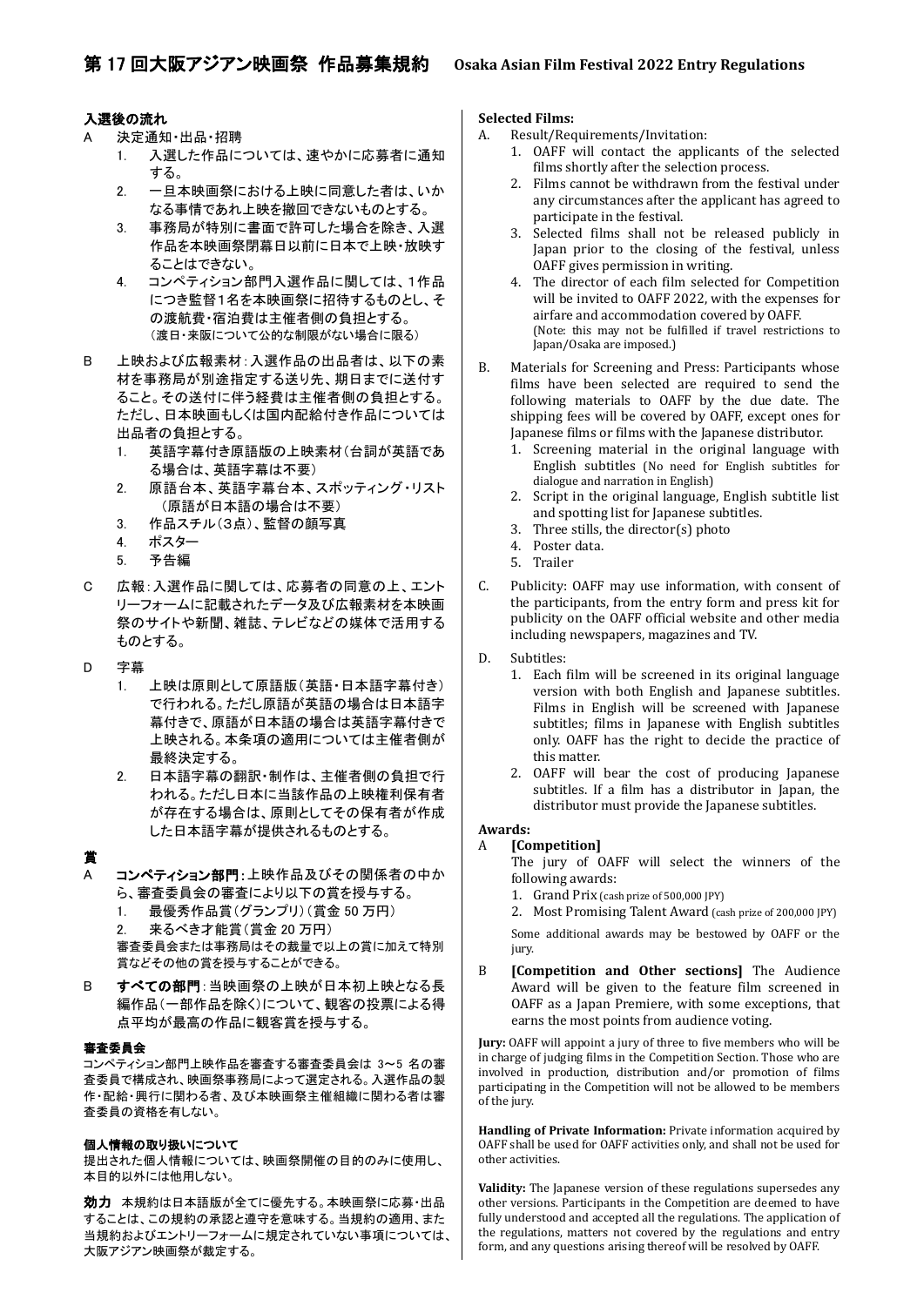# 第 17 回大阪アジアン映画祭 作品募集規約 Osaka Asian Film Festival 2022 Entry Regulations

## 入選後の流れ

A 決定通知・出品・招聘

1. 入選した作品については、速やかに応募者に通知する。
2. 一旦本映画祭における上映に同意した者は、いかなる事情であれ上映を撤回できないものとする。
3. 事務局が特別に書面で許可した場合を除き、入選作品を本映画祭閉幕日以前に日本で上映・放映することはできない。
4. コンペティション部門入選作品に関しては、1作品につき監督1名を本映画祭に招待するものとし、その渡航費・宿泊費は主催者側の負担とする。（渡日・来阪について公的な制限がない場合に限る）

B 上映および広報素材：入選作品の出品者は、以下の素材を事務局が別途指定する送り先、期日までに送付すること。その送付に伴う経費は主催者側の負担とする。ただし、日本映画もしくは国内配給付き作品については出品者の負担とする。

1. 英語字幕付き原語版の上映素材（台詞が英語である場合は、英語字幕は不要）
2. 原語台本、英語字幕台本、スポッティング・リスト（原語が日本語の場合は不要）
3. 作品スチル（3点）、監督の顔写真
4. ポスター
5. 予告編

C 広報：入選作品に関しては、応募者の同意の上、エントリーフォームに記載されたデータ及び広報素材を本映画祭のサイトや新聞、雑誌、テレビなどの媒体で活用するものとする。

D 字幕

1. 上映は原則として原語版（英語・日本語字幕付き）で行われる。ただし原語が英語の場合は日本語字幕付きで、原語が日本語の場合は英語字幕付きで上映される。本条項の適用については主催者側が最終決定する。
2. 日本語字幕の翻訳・制作は、主催者側の負担で行われる。ただし日本に当該作品の上映権利保有者が存在する場合は、原則としてその保有者が作成した日本語字幕が提供されるものとする。

## 賞

A **コンペティション部門**：上映作品及びその関係者の中から、審査委員会の審査により以下の賞を授与する。

1. 最優秀作品賞（グランプリ）（賞金 50 万円）
2. 来るべき才能賞（賞金 20 万円）

審査委員会または事務局はその裁量で以上の賞に加えて特別賞などその他の賞を授与することができる。

B **すべての部門**：当映画祭の上映が日本初上映となる長編作品（一部作品を除く）について、観客の投票による得点平均が最高の作品に観客賞を授与する。

### 審査委員会

コンペティション部門上映作品を審査する審査委員会は 3～5 名の審査委員で構成され、映画祭事務局によって選定される。入選作品の製作・配給・興行に関わる者、及び本映画祭主催組織に関わる者は審査委員の資格を有しない。

### 個人情報の取り扱いについて

提出された個人情報については、映画祭開催の目的のみに使用し、本目的以外には他用しない。

**効力** 本規約は日本語版が全てに優先する。本映画祭に応募・出品することは、この規約の承認と遵守を意味する。当規約の適用、また当規約およびエントリーフォームに規定されていない事項については、大阪アジアン映画祭が裁定する。

## Selected Films:

A. Result/Requirements/Invitation:

1. OAFF will contact the applicants of the selected films shortly after the selection process.
2. Films cannot be withdrawn from the festival under any circumstances after the applicant has agreed to participate in the festival.
3. Selected films shall not be released publicly in Japan prior to the closing of the festival, unless OAFF gives permission in writing.
4. The director of each film selected for Competition will be invited to OAFF 2022, with the expenses for airfare and accommodation covered by OAFF. (Note: this may not be fulfilled if travel restrictions to Japan/Osaka are imposed.)

B. Materials for Screening and Press: Participants whose films have been selected are required to send the following materials to OAFF by the due date. The shipping fees will be covered by OAFF, except ones for Japanese films or films with the Japanese distributor.

1. Screening material in the original language with English subtitles (No need for English subtitles for dialogue and narration in English)
2. Script in the original language, English subtitle list and spotting list for Japanese subtitles.
3. Three stills, the director(s) photo
4. Poster data.
5. Trailer

C. Publicity: OAFF may use information, with consent of the participants, from the entry form and press kit for publicity on the OAFF official website and other media including newspapers, magazines and TV.

D. Subtitles:

1. Each film will be screened in its original language version with both English and Japanese subtitles. Films in English will be screened with Japanese subtitles; films in Japanese with English subtitles only. OAFF has the right to decide the practice of this matter.
2. OAFF will bear the cost of producing Japanese subtitles. If a film has a distributor in Japan, the distributor must provide the Japanese subtitles.

## Awards:

A **[Competition]**

The jury of OAFF will select the winners of the following awards:

1. Grand Prix (cash prize of 500,000 JPY)
2. Most Promising Talent Award (cash prize of 200,000 JPY)

Some additional awards may be bestowed by OAFF or the jury.

B **[Competition and Other sections]** The Audience Award will be given to the feature film screened in OAFF as a Japan Premiere, with some exceptions, that earns the most points from audience voting.

**Jury:** OAFF will appoint a jury of three to five members who will be in charge of judging films in the Competition Section. Those who are involved in production, distribution and/or promotion of films participating in the Competition will not be allowed to be members of the jury.

**Handling of Private Information:** Private information acquired by OAFF shall be used for OAFF activities only, and shall not be used for other activities.

**Validity:** The Japanese version of these regulations supersedes any other versions. Participants in the Competition are deemed to have fully understood and accepted all the regulations. The application of the regulations, matters not covered by the regulations and entry form, and any questions arising thereof will be resolved by OAFF.